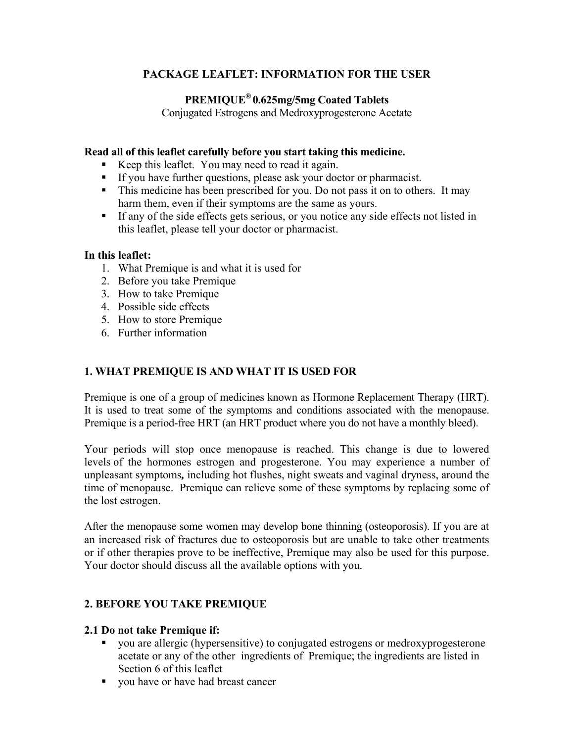# PACKAGE LEAFLET: INFORMATION FOR THE USER

## PREMIQUE® 0.625mg/5mg Coated Tablets

Conjugated Estrogens and Medroxyprogesterone Acetate

**Read all of this leaflet carefully before you start taking this medicine.**

- Keep this leaflet. You may need to read it again.
- If you have further questions, please ask your doctor or pharmacist.
- This medicine has been prescribed for you. Do not pass it on to others. It may harm them, even if their symptoms are the same as yours.
- If any of the side effects gets serious, or you notice any side effects not listed in this leaflet, please tell your doctor or pharmacist.

**In this leaflet:**

1. What Premique is and what it is used for
2. Before you take Premique
3. How to take Premique
4. Possible side effects
5. How to store Premique
6. Further information

## 1. WHAT PREMIQUE IS AND WHAT IT IS USED FOR

Premique is one of a group of medicines known as Hormone Replacement Therapy (HRT). It is used to treat some of the symptoms and conditions associated with the menopause. Premique is a period-free HRT (an HRT product where you do not have a monthly bleed).

Your periods will stop once menopause is reached. This change is due to lowered levels of the hormones estrogen and progesterone. You may experience a number of unpleasant symptoms**,** including hot flushes, night sweats and vaginal dryness, around the time of menopause. Premique can relieve some of these symptoms by replacing some of the lost estrogen.

After the menopause some women may develop bone thinning (osteoporosis). If you are at an increased risk of fractures due to osteoporosis but are unable to take other treatments or if other therapies prove to be ineffective, Premique may also be used for this purpose. Your doctor should discuss all the available options with you.

## 2. BEFORE YOU TAKE PREMIQUE

### 2.1 Do not take Premique if:

- you are allergic (hypersensitive) to conjugated estrogens or medroxyprogesterone acetate or any of the other ingredients of Premique; the ingredients are listed in Section 6 of this leaflet
- you have or have had breast cancer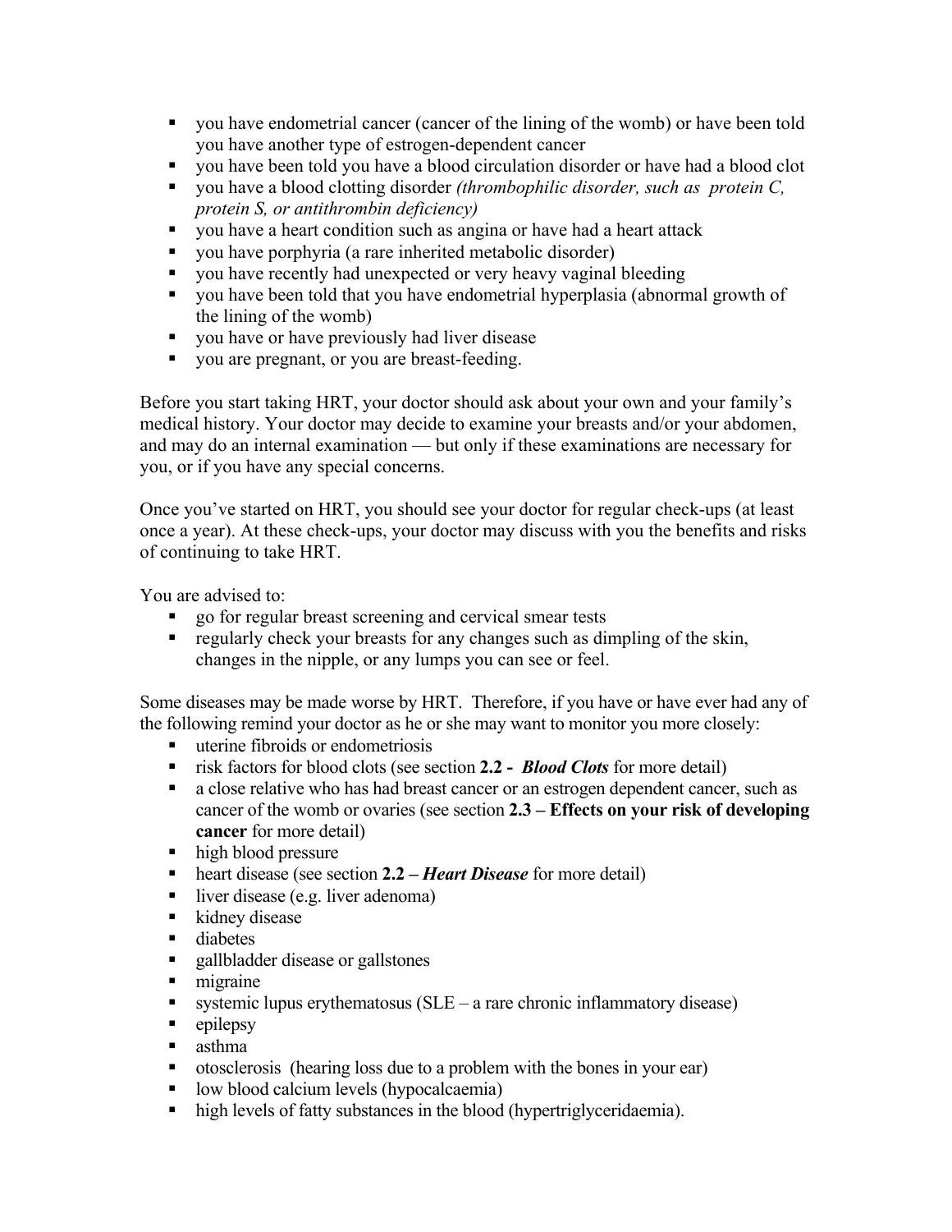- you have endometrial cancer (cancer of the lining of the womb) or have been told you have another type of estrogen-dependent cancer
- you have been told you have a blood circulation disorder or have had a blood clot
- you have a blood clotting disorder *(thrombophilic disorder, such as protein C, protein S, or antithrombin deficiency)*
- you have a heart condition such as angina or have had a heart attack
- you have porphyria (a rare inherited metabolic disorder)
- you have recently had unexpected or very heavy vaginal bleeding
- you have been told that you have endometrial hyperplasia (abnormal growth of the lining of the womb)
- you have or have previously had liver disease
- you are pregnant, or you are breast-feeding.

Before you start taking HRT, your doctor should ask about your own and your family's medical history. Your doctor may decide to examine your breasts and/or your abdomen, and may do an internal examination — but only if these examinations are necessary for you, or if you have any special concerns.

Once you've started on HRT, you should see your doctor for regular check-ups (at least once a year). At these check-ups, your doctor may discuss with you the benefits and risks of continuing to take HRT.

You are advised to:

- go for regular breast screening and cervical smear tests
- regularly check your breasts for any changes such as dimpling of the skin, changes in the nipple, or any lumps you can see or feel.

Some diseases may be made worse by HRT. Therefore, if you have or have ever had any of the following remind your doctor as he or she may want to monitor you more closely:

- uterine fibroids or endometriosis
- risk factors for blood clots (see section **2.2 -** ***Blood Clots*** for more detail)
- a close relative who has had breast cancer or an estrogen dependent cancer, such as cancer of the womb or ovaries (see section **2.3 – Effects on your risk of developing cancer** for more detail)
- high blood pressure
- heart disease (see section **2.2 –** ***Heart Disease*** for more detail)
- liver disease (e.g. liver adenoma)
- kidney disease
- diabetes
- gallbladder disease or gallstones
- migraine
- systemic lupus erythematosus (SLE – a rare chronic inflammatory disease)
- epilepsy
- asthma
- otosclerosis (hearing loss due to a problem with the bones in your ear)
- low blood calcium levels (hypocalcaemia)
- high levels of fatty substances in the blood (hypertriglyceridaemia).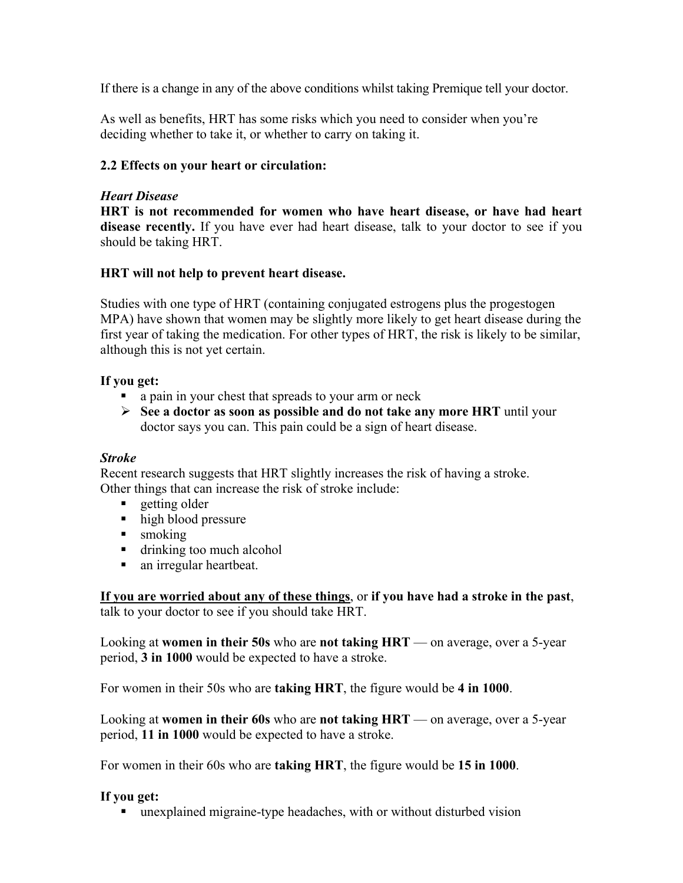If there is a change in any of the above conditions whilst taking Premique tell your doctor.

As well as benefits, HRT has some risks which you need to consider when you're deciding whether to take it, or whether to carry on taking it.

### 2.2 Effects on your heart or circulation:

***Heart Disease***

**HRT is not recommended for women who have heart disease, or have had heart disease recently.** If you have ever had heart disease, talk to your doctor to see if you should be taking HRT.

**HRT will not help to prevent heart disease.**

Studies with one type of HRT (containing conjugated estrogens plus the progestogen MPA) have shown that women may be slightly more likely to get heart disease during the first year of taking the medication. For other types of HRT, the risk is likely to be similar, although this is not yet certain.

**If you get:**

- a pain in your chest that spreads to your arm or neck
  - **See a doctor as soon as possible and do not take any more HRT** until your doctor says you can. This pain could be a sign of heart disease.

***Stroke***

Recent research suggests that HRT slightly increases the risk of having a stroke.
Other things that can increase the risk of stroke include:

- getting older
- high blood pressure
- smoking
- drinking too much alcohol
- an irregular heartbeat.

<u>**If you are worried about any of these things**</u>, or **if you have had a stroke in the past**, talk to your doctor to see if you should take HRT.

Looking at **women in their 50s** who are **not taking HRT** — on average, over a 5-year period, **3 in 1000** would be expected to have a stroke.

For women in their 50s who are **taking HRT**, the figure would be **4 in 1000**.

Looking at **women in their 60s** who are **not taking HRT** — on average, over a 5-year period, **11 in 1000** would be expected to have a stroke.

For women in their 60s who are **taking HRT**, the figure would be **15 in 1000**.

**If you get:**

- unexplained migraine-type headaches, with or without disturbed vision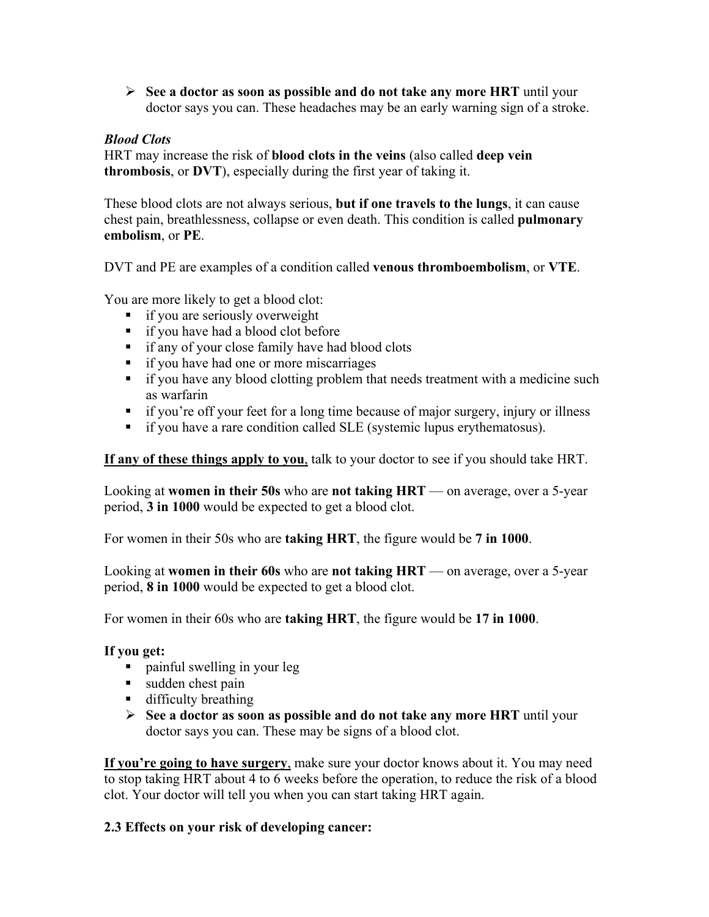- **See a doctor as soon as possible and do not take any more HRT** until your doctor says you can. These headaches may be an early warning sign of a stroke.

***Blood Clots***

HRT may increase the risk of **blood clots in the veins** (also called **deep vein thrombosis**, or **DVT**), especially during the first year of taking it.

These blood clots are not always serious, **but if one travels to the lungs**, it can cause chest pain, breathlessness, collapse or even death. This condition is called **pulmonary embolism**, or **PE**.

DVT and PE are examples of a condition called **venous thromboembolism**, or **VTE**.

You are more likely to get a blood clot:

- if you are seriously overweight
- if you have had a blood clot before
- if any of your close family have had blood clots
- if you have had one or more miscarriages
- if you have any blood clotting problem that needs treatment with a medicine such as warfarin
- if you're off your feet for a long time because of major surgery, injury or illness
- if you have a rare condition called SLE (systemic lupus erythematosus).

**<u>If any of these things apply to you</u>**, talk to your doctor to see if you should take HRT.

Looking at **women in their 50s** who are **not taking HRT** — on average, over a 5-year period, **3 in 1000** would be expected to get a blood clot.

For women in their 50s who are **taking HRT**, the figure would be **7 in 1000**.

Looking at **women in their 60s** who are **not taking HRT** — on average, over a 5-year period, **8 in 1000** would be expected to get a blood clot.

For women in their 60s who are **taking HRT**, the figure would be **17 in 1000**.

**If you get:**

- painful swelling in your leg
- sudden chest pain
- difficulty breathing
- **See a doctor as soon as possible and do not take any more HRT** until your doctor says you can. These may be signs of a blood clot.

**<u>If you're going to have surgery</u>**, make sure your doctor knows about it. You may need to stop taking HRT about 4 to 6 weeks before the operation, to reduce the risk of a blood clot. Your doctor will tell you when you can start taking HRT again.

**2.3 Effects on your risk of developing cancer:**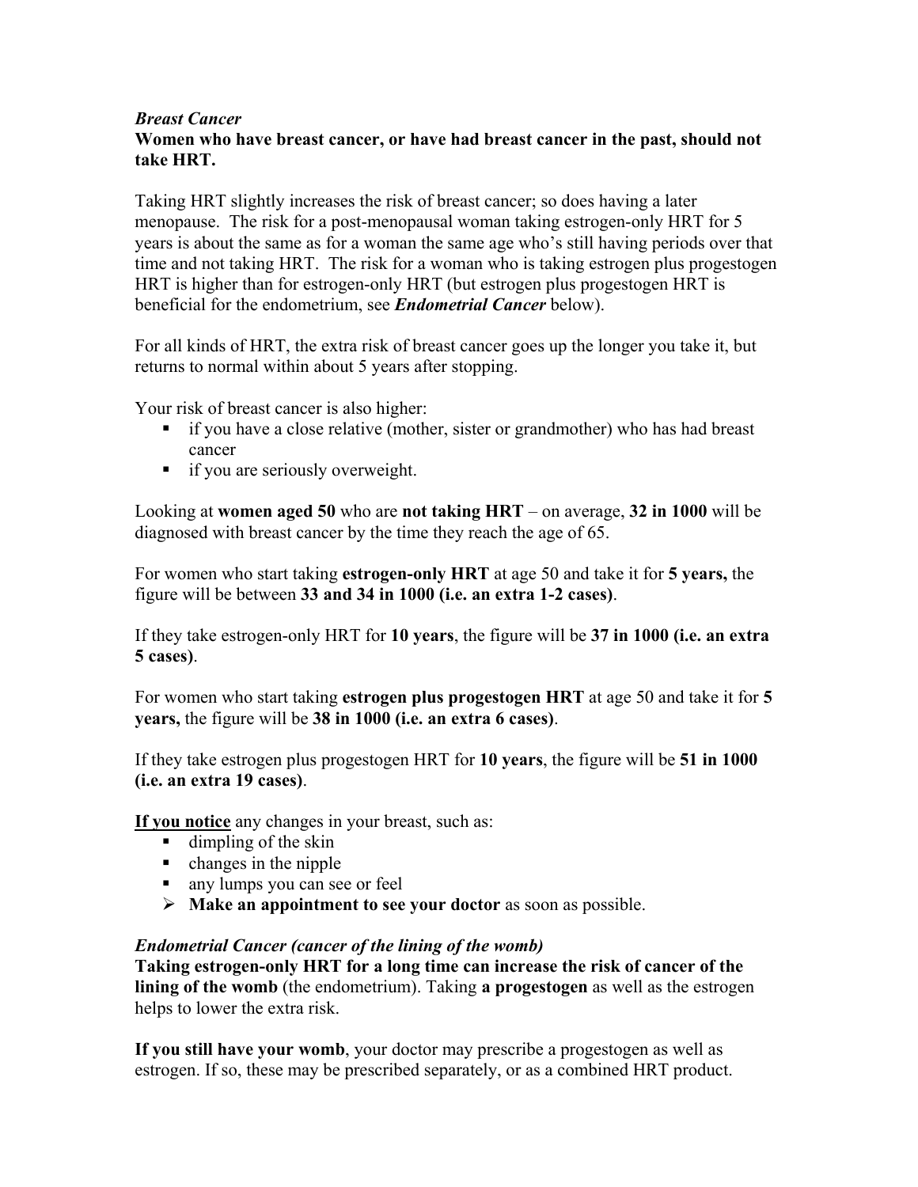*Breast Cancer*

**Women who have breast cancer, or have had breast cancer in the past, should not take HRT.**

Taking HRT slightly increases the risk of breast cancer; so does having a later menopause. The risk for a post-menopausal woman taking estrogen-only HRT for 5 years is about the same as for a woman the same age who's still having periods over that time and not taking HRT. The risk for a woman who is taking estrogen plus progestogen HRT is higher than for estrogen-only HRT (but estrogen plus progestogen HRT is beneficial for the endometrium, see ***Endometrial Cancer*** below).

For all kinds of HRT, the extra risk of breast cancer goes up the longer you take it, but returns to normal within about 5 years after stopping.

Your risk of breast cancer is also higher:

- if you have a close relative (mother, sister or grandmother) who has had breast cancer
- if you are seriously overweight.

Looking at **women aged 50** who are **not taking HRT** – on average, **32 in 1000** will be diagnosed with breast cancer by the time they reach the age of 65.

For women who start taking **estrogen-only HRT** at age 50 and take it for **5 years,** the figure will be between **33 and 34 in 1000 (i.e. an extra 1-2 cases)**.

If they take estrogen-only HRT for **10 years**, the figure will be **37 in 1000 (i.e. an extra 5 cases)**.

For women who start taking **estrogen plus progestogen HRT** at age 50 and take it for **5 years,** the figure will be **38 in 1000 (i.e. an extra 6 cases)**.

If they take estrogen plus progestogen HRT for **10 years**, the figure will be **51 in 1000 (i.e. an extra 19 cases)**.

<u>**If you notice**</u> any changes in your breast, such as:

- dimpling of the skin
- changes in the nipple
- any lumps you can see or feel
  - **Make an appointment to see your doctor** as soon as possible.

*Endometrial Cancer (cancer of the lining of the womb)*

**Taking estrogen-only HRT for a long time can increase the risk of cancer of the lining of the womb** (the endometrium). Taking **a progestogen** as well as the estrogen helps to lower the extra risk.

**If you still have your womb**, your doctor may prescribe a progestogen as well as estrogen. If so, these may be prescribed separately, or as a combined HRT product.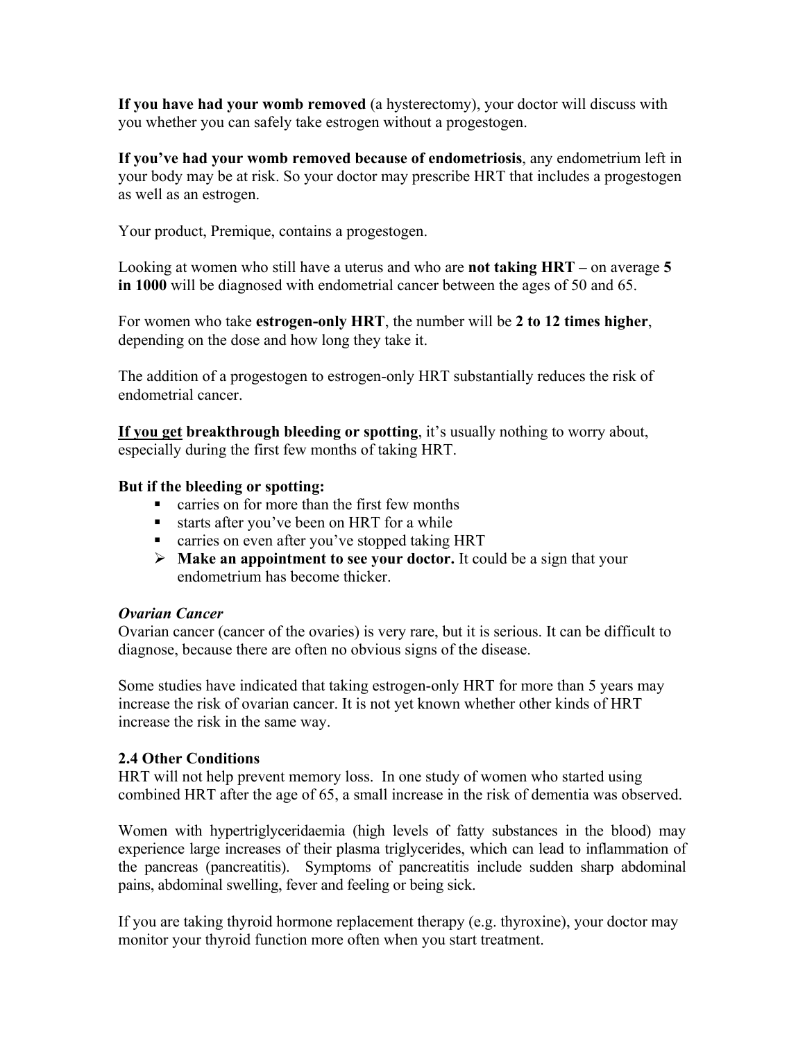**If you have had your womb removed** (a hysterectomy), your doctor will discuss with you whether you can safely take estrogen without a progestogen.

**If you've had your womb removed because of endometriosis**, any endometrium left in your body may be at risk. So your doctor may prescribe HRT that includes a progestogen as well as an estrogen.

Your product, Premique, contains a progestogen.

Looking at women who still have a uterus and who are **not taking HRT –** on average **5 in 1000** will be diagnosed with endometrial cancer between the ages of 50 and 65.

For women who take **estrogen-only HRT**, the number will be **2 to 12 times higher**, depending on the dose and how long they take it.

The addition of a progestogen to estrogen-only HRT substantially reduces the risk of endometrial cancer.

**If you get breakthrough bleeding or spotting**, it's usually nothing to worry about, especially during the first few months of taking HRT.

**But if the bleeding or spotting:**

- carries on for more than the first few months
- starts after you've been on HRT for a while
- carries on even after you've stopped taking HRT
- **Make an appointment to see your doctor.** It could be a sign that your endometrium has become thicker.

***Ovarian Cancer***

Ovarian cancer (cancer of the ovaries) is very rare, but it is serious. It can be difficult to diagnose, because there are often no obvious signs of the disease.

Some studies have indicated that taking estrogen-only HRT for more than 5 years may increase the risk of ovarian cancer. It is not yet known whether other kinds of HRT increase the risk in the same way.

### 2.4 Other Conditions

HRT will not help prevent memory loss. In one study of women who started using combined HRT after the age of 65, a small increase in the risk of dementia was observed.

Women with hypertriglyceridaemia (high levels of fatty substances in the blood) may experience large increases of their plasma triglycerides, which can lead to inflammation of the pancreas (pancreatitis). Symptoms of pancreatitis include sudden sharp abdominal pains, abdominal swelling, fever and feeling or being sick.

If you are taking thyroid hormone replacement therapy (e.g. thyroxine), your doctor may monitor your thyroid function more often when you start treatment.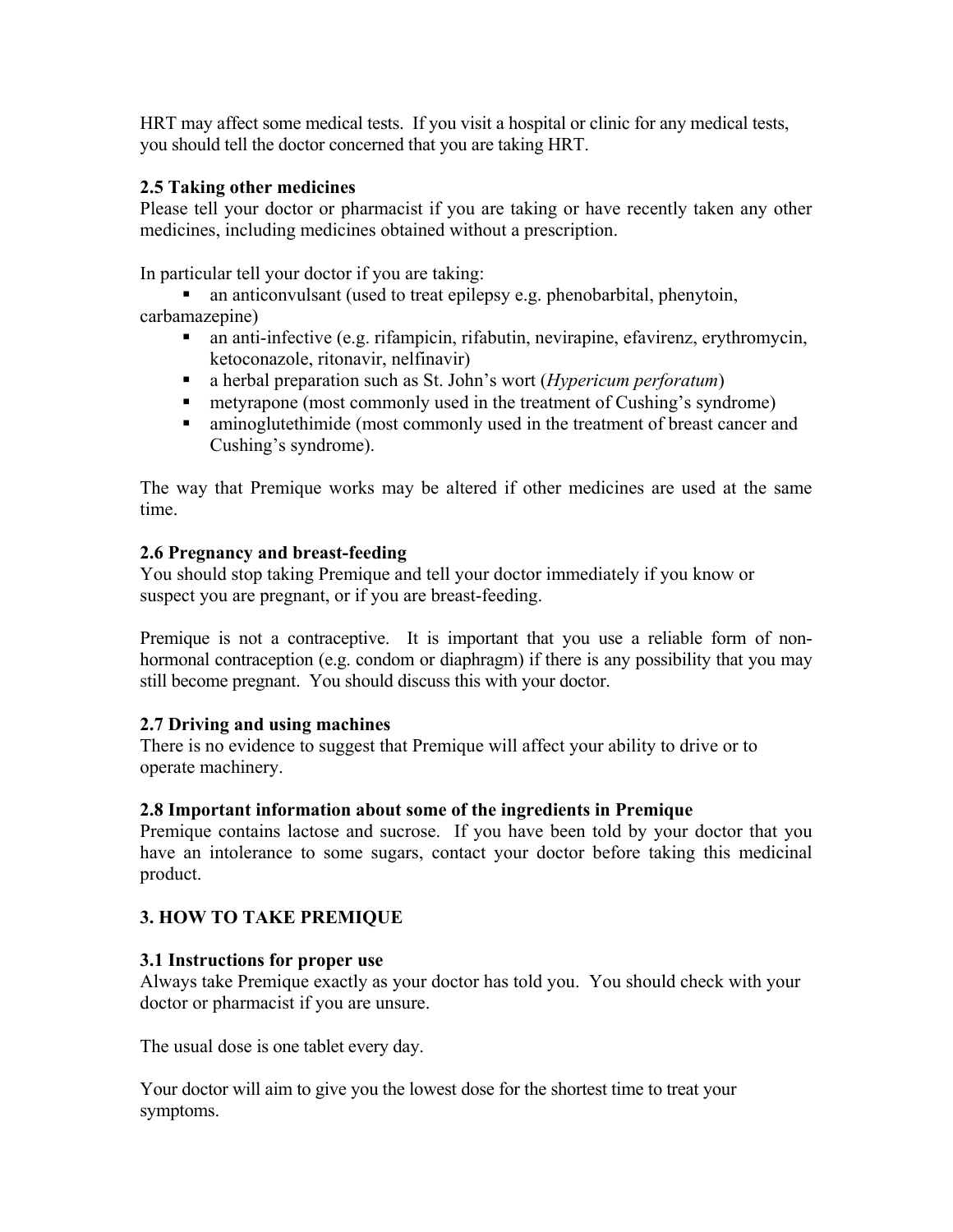HRT may affect some medical tests. If you visit a hospital or clinic for any medical tests, you should tell the doctor concerned that you are taking HRT.

### 2.5 Taking other medicines

Please tell your doctor or pharmacist if you are taking or have recently taken any other medicines, including medicines obtained without a prescription.

In particular tell your doctor if you are taking:

- an anticonvulsant (used to treat epilepsy e.g. phenobarbital, phenytoin, carbamazepine)
- an anti-infective (e.g. rifampicin, rifabutin, nevirapine, efavirenz, erythromycin, ketoconazole, ritonavir, nelfinavir)
- a herbal preparation such as St. John's wort (*Hypericum perforatum*)
- metyrapone (most commonly used in the treatment of Cushing's syndrome)
- aminoglutethimide (most commonly used in the treatment of breast cancer and Cushing's syndrome).

The way that Premique works may be altered if other medicines are used at the same time.

### 2.6 Pregnancy and breast-feeding

You should stop taking Premique and tell your doctor immediately if you know or suspect you are pregnant, or if you are breast-feeding.

Premique is not a contraceptive. It is important that you use a reliable form of non-hormonal contraception (e.g. condom or diaphragm) if there is any possibility that you may still become pregnant. You should discuss this with your doctor.

### 2.7 Driving and using machines

There is no evidence to suggest that Premique will affect your ability to drive or to operate machinery.

### 2.8 Important information about some of the ingredients in Premique

Premique contains lactose and sucrose. If you have been told by your doctor that you have an intolerance to some sugars, contact your doctor before taking this medicinal product.

## 3. HOW TO TAKE PREMIQUE

### 3.1 Instructions for proper use

Always take Premique exactly as your doctor has told you. You should check with your doctor or pharmacist if you are unsure.

The usual dose is one tablet every day.

Your doctor will aim to give you the lowest dose for the shortest time to treat your symptoms.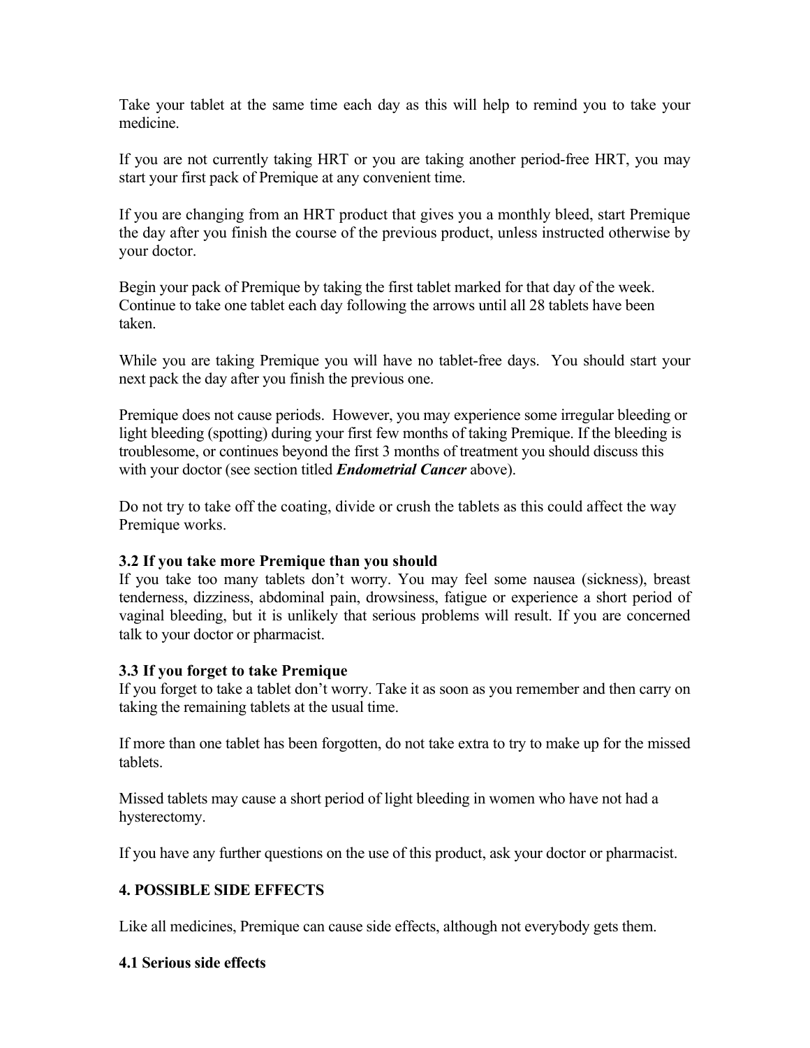Take your tablet at the same time each day as this will help to remind you to take your medicine.

If you are not currently taking HRT or you are taking another period-free HRT, you may start your first pack of Premique at any convenient time.

If you are changing from an HRT product that gives you a monthly bleed, start Premique the day after you finish the course of the previous product, unless instructed otherwise by your doctor.

Begin your pack of Premique by taking the first tablet marked for that day of the week. Continue to take one tablet each day following the arrows until all 28 tablets have been taken.

While you are taking Premique you will have no tablet-free days. You should start your next pack the day after you finish the previous one.

Premique does not cause periods. However, you may experience some irregular bleeding or light bleeding (spotting) during your first few months of taking Premique. If the bleeding is troublesome, or continues beyond the first 3 months of treatment you should discuss this with your doctor (see section titled ***Endometrial Cancer*** above).

Do not try to take off the coating, divide or crush the tablets as this could affect the way Premique works.

### 3.2 If you take more Premique than you should

If you take too many tablets don't worry. You may feel some nausea (sickness), breast tenderness, dizziness, abdominal pain, drowsiness, fatigue or experience a short period of vaginal bleeding, but it is unlikely that serious problems will result. If you are concerned talk to your doctor or pharmacist.

### 3.3 If you forget to take Premique

If you forget to take a tablet don't worry. Take it as soon as you remember and then carry on taking the remaining tablets at the usual time.

If more than one tablet has been forgotten, do not take extra to try to make up for the missed tablets.

Missed tablets may cause a short period of light bleeding in women who have not had a hysterectomy.

If you have any further questions on the use of this product, ask your doctor or pharmacist.

## 4. POSSIBLE SIDE EFFECTS

Like all medicines, Premique can cause side effects, although not everybody gets them.

### 4.1 Serious side effects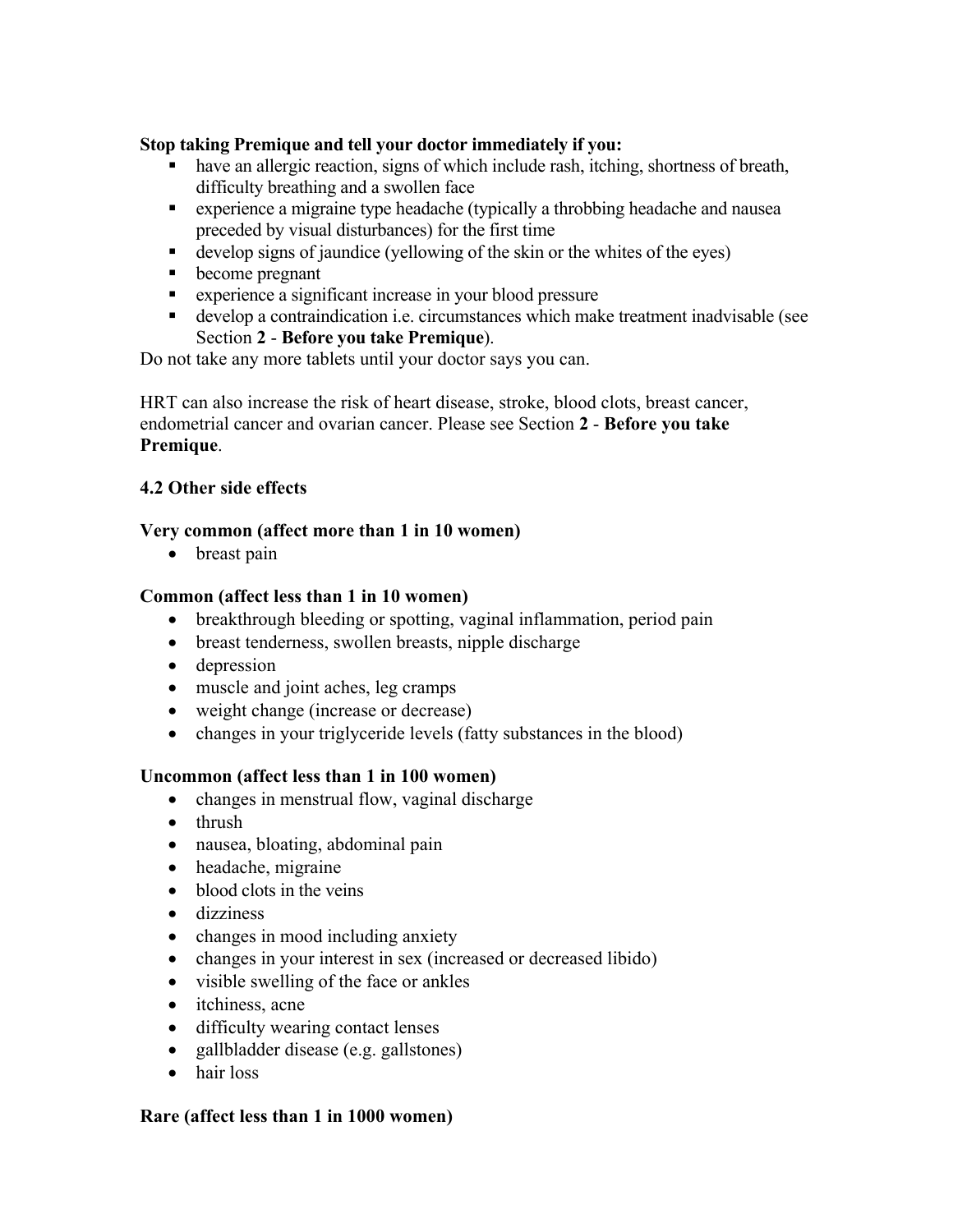**Stop taking Premique and tell your doctor immediately if you:**

- have an allergic reaction, signs of which include rash, itching, shortness of breath, difficulty breathing and a swollen face
- experience a migraine type headache (typically a throbbing headache and nausea preceded by visual disturbances) for the first time
- develop signs of jaundice (yellowing of the skin or the whites of the eyes)
- become pregnant
- experience a significant increase in your blood pressure
- develop a contraindication i.e. circumstances which make treatment inadvisable (see Section **2** - **Before you take Premique**).

Do not take any more tablets until your doctor says you can.

HRT can also increase the risk of heart disease, stroke, blood clots, breast cancer, endometrial cancer and ovarian cancer. Please see Section **2** - **Before you take Premique**.

### 4.2 Other side effects

**Very common (affect more than 1 in 10 women)**

- breast pain

**Common (affect less than 1 in 10 women)**

- breakthrough bleeding or spotting, vaginal inflammation, period pain
- breast tenderness, swollen breasts, nipple discharge
- depression
- muscle and joint aches, leg cramps
- weight change (increase or decrease)
- changes in your triglyceride levels (fatty substances in the blood)

**Uncommon (affect less than 1 in 100 women)**

- changes in menstrual flow, vaginal discharge
- thrush
- nausea, bloating, abdominal pain
- headache, migraine
- blood clots in the veins
- dizziness
- changes in mood including anxiety
- changes in your interest in sex (increased or decreased libido)
- visible swelling of the face or ankles
- itchiness, acne
- difficulty wearing contact lenses
- gallbladder disease (e.g. gallstones)
- hair loss

**Rare (affect less than 1 in 1000 women)**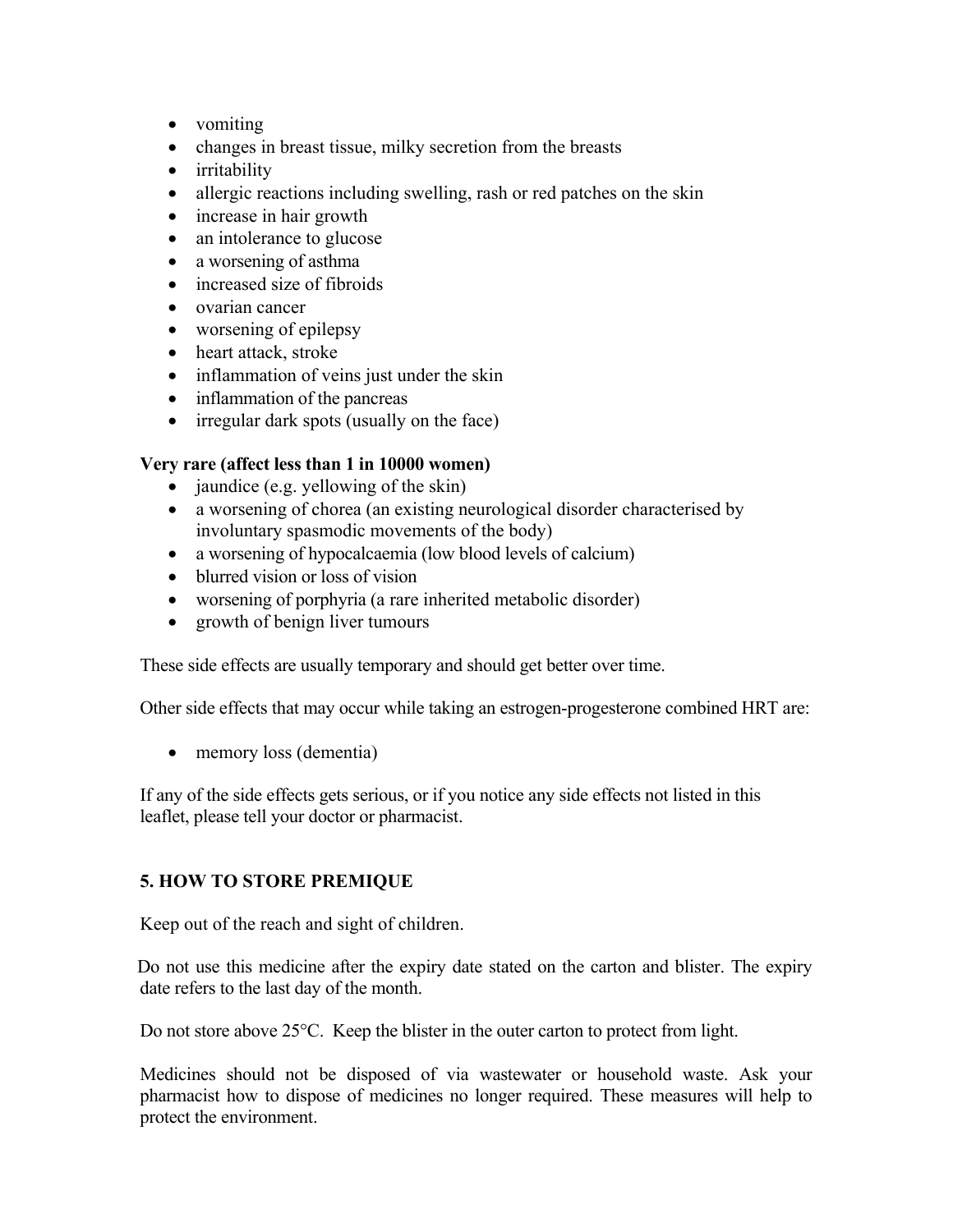- vomiting
- changes in breast tissue, milky secretion from the breasts
- irritability
- allergic reactions including swelling, rash or red patches on the skin
- increase in hair growth
- an intolerance to glucose
- a worsening of asthma
- increased size of fibroids
- ovarian cancer
- worsening of epilepsy
- heart attack, stroke
- inflammation of veins just under the skin
- inflammation of the pancreas
- irregular dark spots (usually on the face)

**Very rare (affect less than 1 in 10000 women)**

- jaundice (e.g. yellowing of the skin)
- a worsening of chorea (an existing neurological disorder characterised by involuntary spasmodic movements of the body)
- a worsening of hypocalcaemia (low blood levels of calcium)
- blurred vision or loss of vision
- worsening of porphyria (a rare inherited metabolic disorder)
- growth of benign liver tumours

These side effects are usually temporary and should get better over time.

Other side effects that may occur while taking an estrogen-progesterone combined HRT are:

- memory loss (dementia)

If any of the side effects gets serious, or if you notice any side effects not listed in this leaflet, please tell your doctor or pharmacist.

## 5. HOW TO STORE PREMIQUE

Keep out of the reach and sight of children.

Do not use this medicine after the expiry date stated on the carton and blister. The expiry date refers to the last day of the month.

Do not store above 25°C. Keep the blister in the outer carton to protect from light.

Medicines should not be disposed of via wastewater or household waste. Ask your pharmacist how to dispose of medicines no longer required. These measures will help to protect the environment.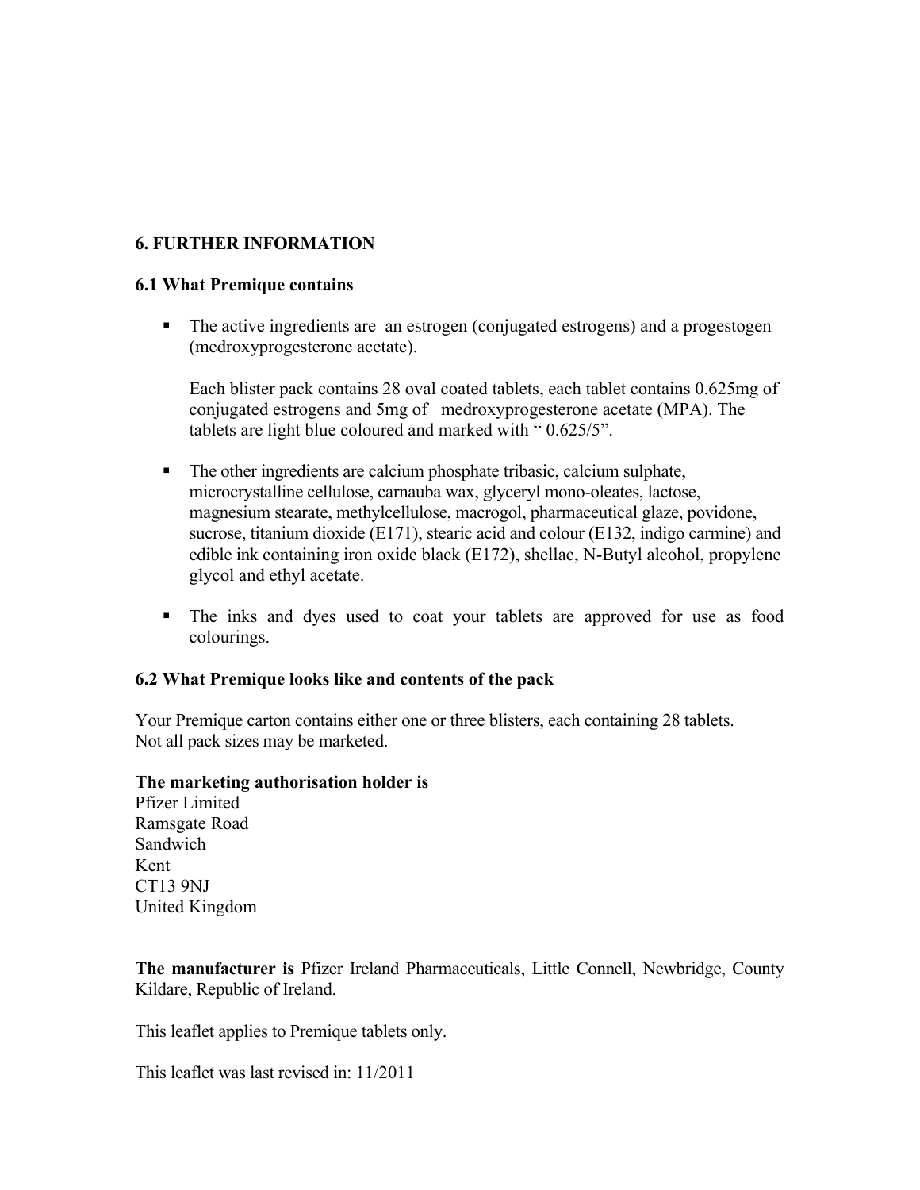## 6. FURTHER INFORMATION

### 6.1 What Premique contains

- The active ingredients are an estrogen (conjugated estrogens) and a progestogen (medroxyprogesterone acetate).

  Each blister pack contains 28 oval coated tablets, each tablet contains 0.625mg of conjugated estrogens and 5mg of medroxyprogesterone acetate (MPA). The tablets are light blue coloured and marked with " 0.625/5".

- The other ingredients are calcium phosphate tribasic, calcium sulphate, microcrystalline cellulose, carnauba wax, glyceryl mono-oleates, lactose, magnesium stearate, methylcellulose, macrogol, pharmaceutical glaze, povidone, sucrose, titanium dioxide (E171), stearic acid and colour (E132, indigo carmine) and edible ink containing iron oxide black (E172), shellac, N-Butyl alcohol, propylene glycol and ethyl acetate.

- The inks and dyes used to coat your tablets are approved for use as food colourings.

### 6.2 What Premique looks like and contents of the pack

Your Premique carton contains either one or three blisters, each containing 28 tablets.
Not all pack sizes may be marketed.

**The marketing authorisation holder is**
Pfizer Limited
Ramsgate Road
Sandwich
Kent
CT13 9NJ
United Kingdom

**The manufacturer is** Pfizer Ireland Pharmaceuticals, Little Connell, Newbridge, County Kildare, Republic of Ireland.

This leaflet applies to Premique tablets only.

This leaflet was last revised in: 11/2011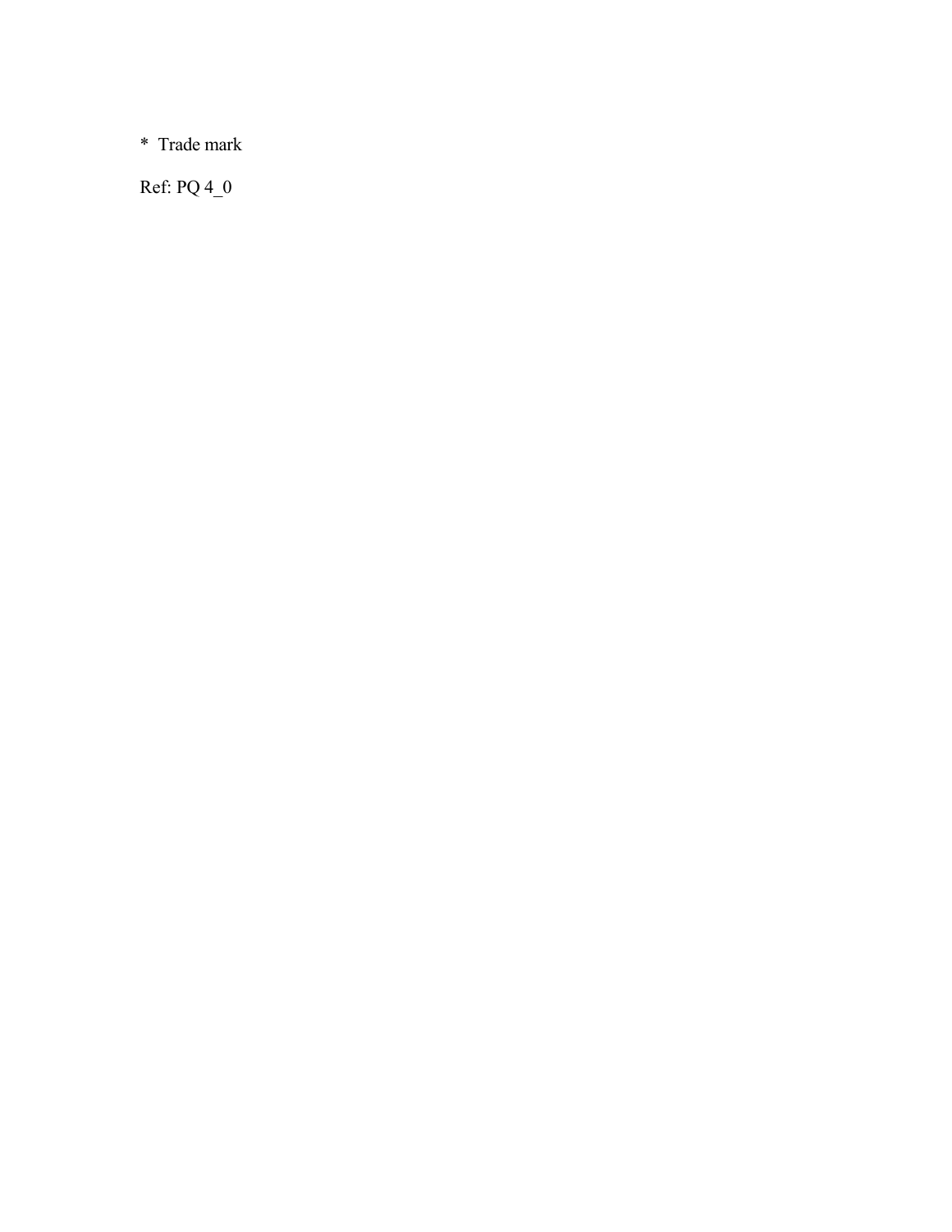* Trade mark

Ref: PQ 4_0